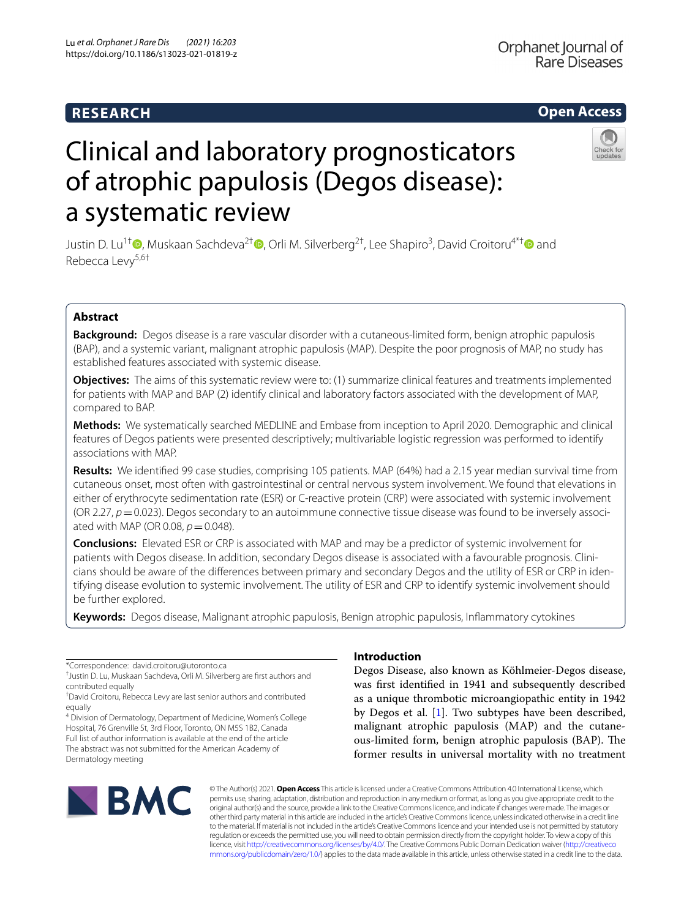# RESEARCH

# Clinical and laboratory prognosticators of atrophic papulosis (Degos disease): a systematic review

Justin D. Lu[1†], Muskaan Sachdeva[2†], Orli M. Silverberg[2†], Lee Shapiro[3], David Croitoru[4*†] and Rebecca Levy[5,6†]

## Abstract

**Background:** Degos disease is a rare vascular disorder with a cutaneous-limited form, benign atrophic papulosis (BAP), and a systemic variant, malignant atrophic papulosis (MAP). Despite the poor prognosis of MAP, no study has established features associated with systemic disease.

**Objectives:** The aims of this systematic review were to: (1) summarize clinical features and treatments implemented for patients with MAP and BAP (2) identify clinical and laboratory factors associated with the development of MAP, compared to BAP.

**Methods:** We systematically searched MEDLINE and Embase from inception to April 2020. Demographic and clinical features of Degos patients were presented descriptively; multivariable logistic regression was performed to identify associations with MAP.

**Results:** We identified 99 case studies, comprising 105 patients. MAP (64%) had a 2.15 year median survival time from cutaneous onset, most often with gastrointestinal or central nervous system involvement. We found that elevations in either of erythrocyte sedimentation rate (ESR) or C-reactive protein (CRP) were associated with systemic involvement (OR 2.27, $p = 0.023$). Degos secondary to an autoimmune connective tissue disease was found to be inversely associated with MAP (OR 0.08, $p = 0.048$).

**Conclusions:** Elevated ESR or CRP is associated with MAP and may be a predictor of systemic involvement for patients with Degos disease. In addition, secondary Degos disease is associated with a favourable prognosis. Clinicians should be aware of the differences between primary and secondary Degos and the utility of ESR or CRP in identifying disease evolution to systemic involvement. The utility of ESR and CRP to identify systemic involvement should be further explored.

**Keywords:** Degos disease, Malignant atrophic papulosis, Benign atrophic papulosis, Inflammatory cytokines

*Correspondence: david.croitoru@utoronto.ca
†Justin D. Lu, Muskaan Sachdeva, Orli M. Silverberg are first authors and contributed equally
†David Croitoru, Rebecca Levy are last senior authors and contributed equally
[4] Division of Dermatology, Department of Medicine, Women's College Hospital, 76 Grenville St, 3rd Floor, Toronto, ON M5S 1B2, Canada
Full list of author information is available at the end of the article
The abstract was not submitted for the American Academy of Dermatology meeting

## Introduction

Degos Disease, also known as Köhlmeier-Degos disease, was first identified in 1941 and subsequently described as a unique thrombotic microangiopathic entity in 1942 by Degos et al. [1]. Two subtypes have been described, malignant atrophic papulosis (MAP) and the cutaneous-limited form, benign atrophic papulosis (BAP). The former results in universal mortality with no treatment

© The Author(s) 2021. **Open Access** This article is licensed under a Creative Commons Attribution 4.0 International License, which permits use, sharing, adaptation, distribution and reproduction in any medium or format, as long as you give appropriate credit to the original author(s) and the source, provide a link to the Creative Commons licence, and indicate if changes were made. The images or other third party material in this article are included in the article's Creative Commons licence, unless indicated otherwise in a credit line to the material. If material is not included in the article's Creative Commons licence and your intended use is not permitted by statutory regulation or exceeds the permitted use, you will need to obtain permission directly from the copyright holder. To view a copy of this licence, visit http://creativecommons.org/licenses/by/4.0/. The Creative Commons Public Domain Dedication waiver (http://creativecommons.org/publicdomain/zero/1.0/) applies to the data made available in this article, unless otherwise stated in a credit line to the data.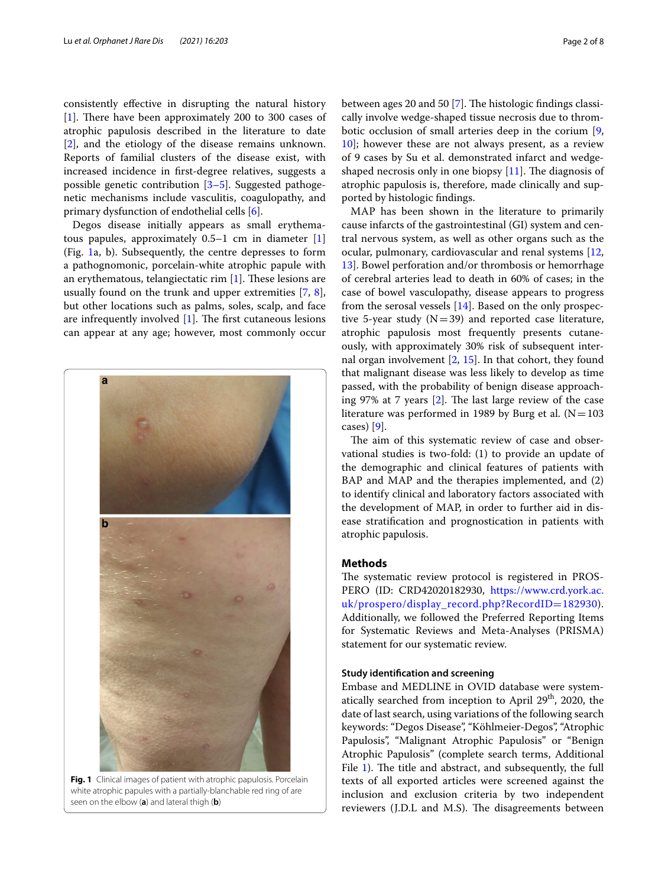consistently effective in disrupting the natural history [1]. There have been approximately 200 to 300 cases of atrophic papulosis described in the literature to date [2], and the etiology of the disease remains unknown. Reports of familial clusters of the disease exist, with increased incidence in first-degree relatives, suggests a possible genetic contribution [3–5]. Suggested pathogenetic mechanisms include vasculitis, coagulopathy, and primary dysfunction of endothelial cells [6].

Degos disease initially appears as small erythematous papules, approximately 0.5–1 cm in diameter [1] (Fig. 1a, b). Subsequently, the centre depresses to form a pathognomonic, porcelain-white atrophic papule with an erythematous, telangiectatic rim [1]. These lesions are usually found on the trunk and upper extremities [7, 8], but other locations such as palms, soles, scalp, and face are infrequently involved [1]. The first cutaneous lesions can appear at any age; however, most commonly occur between ages 20 and 50 [7]. The histologic findings classically involve wedge-shaped tissue necrosis due to thrombotic occlusion of small arteries deep in the corium [9, 10]; however these are not always present, as a review of 9 cases by Su et al. demonstrated infarct and wedge-shaped necrosis only in one biopsy [11]. The diagnosis of atrophic papulosis is, therefore, made clinically and supported by histologic findings.

**Fig. 1** Clinical images of patient with atrophic papulosis. Porcelain white atrophic papules with a partially-blanchable red ring of are seen on the elbow (**a**) and lateral thigh (**b**)

MAP has been shown in the literature to primarily cause infarcts of the gastrointestinal (GI) system and central nervous system, as well as other organs such as the ocular, pulmonary, cardiovascular and renal systems [12, 13]. Bowel perforation and/or thrombosis or hemorrhage of cerebral arteries lead to death in 60% of cases; in the case of bowel vasculopathy, disease appears to progress from the serosal vessels [14]. Based on the only prospective 5-year study (N = 39) and reported case literature, atrophic papulosis most frequently presents cutaneously, with approximately 30% risk of subsequent internal organ involvement [2, 15]. In that cohort, they found that malignant disease was less likely to develop as time passed, with the probability of benign disease approaching 97% at 7 years [2]. The last large review of the case literature was performed in 1989 by Burg et al. (N = 103 cases) [9].

The aim of this systematic review of case and observational studies is two-fold: (1) to provide an update of the demographic and clinical features of patients with BAP and MAP and the therapies implemented, and (2) to identify clinical and laboratory factors associated with the development of MAP, in order to further aid in disease stratification and prognostication in patients with atrophic papulosis.

## Methods

The systematic review protocol is registered in PROSPERO (ID: CRD42020182930, https://www.crd.york.ac.uk/prospero/display_record.php?RecordID=182930). Additionally, we followed the Preferred Reporting Items for Systematic Reviews and Meta-Analyses (PRISMA) statement for our systematic review.

### Study identification and screening

Embase and MEDLINE in OVID database were systematically searched from inception to April 29th, 2020, the date of last search, using variations of the following search keywords: "Degos Disease", "Köhlmeier-Degos", "Atrophic Papulosis", "Malignant Atrophic Papulosis" or "Benign Atrophic Papulosis" (complete search terms, Additional File 1). The title and abstract, and subsequently, the full texts of all exported articles were screened against the inclusion and exclusion criteria by two independent reviewers (J.D.L and M.S). The disagreements between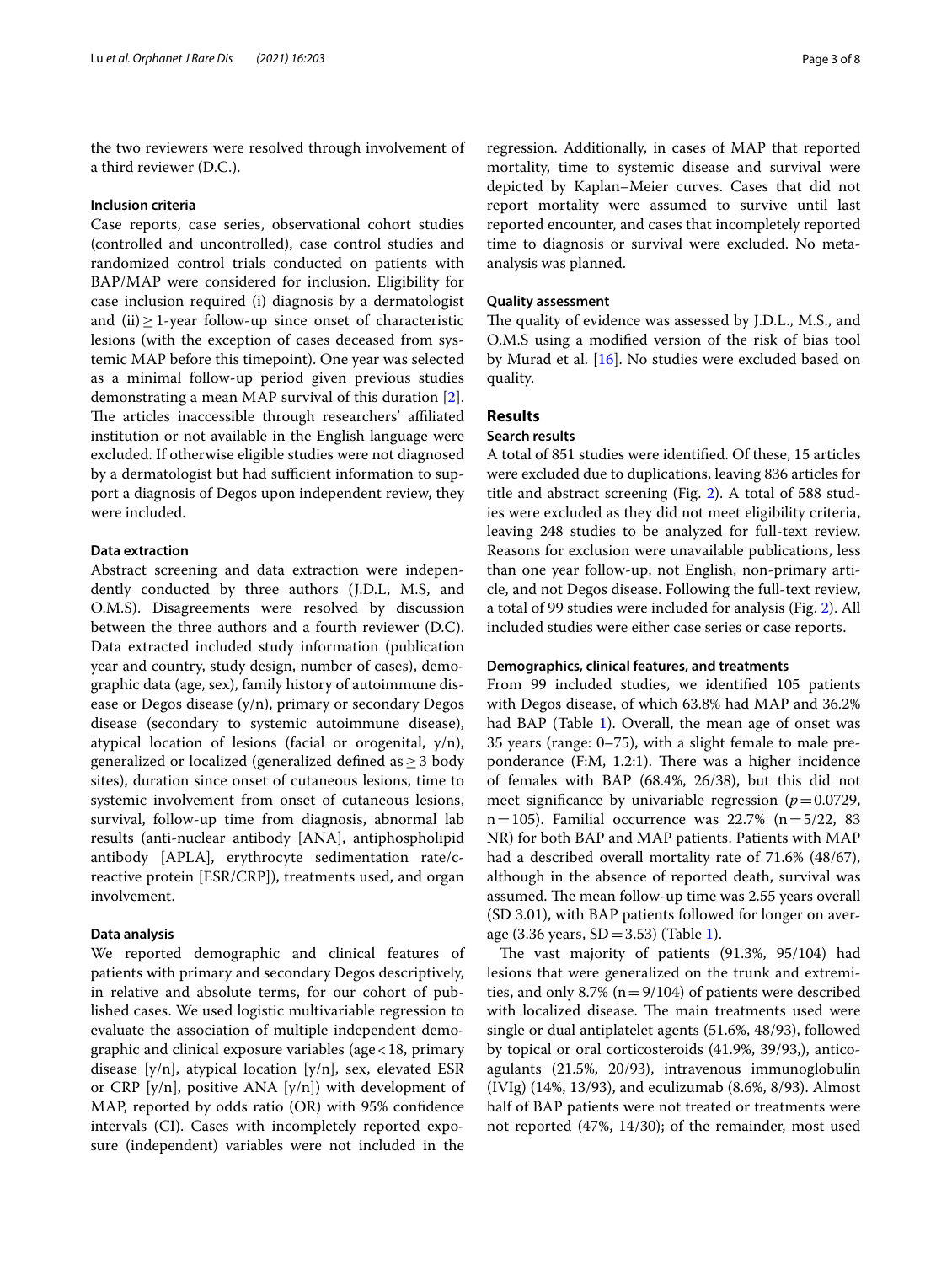the two reviewers were resolved through involvement of a third reviewer (D.C.).

### Inclusion criteria

Case reports, case series, observational cohort studies (controlled and uncontrolled), case control studies and randomized control trials conducted on patients with BAP/MAP were considered for inclusion. Eligibility for case inclusion required (i) diagnosis by a dermatologist and (ii) ≥ 1-year follow-up since onset of characteristic lesions (with the exception of cases deceased from systemic MAP before this timepoint). One year was selected as a minimal follow-up period given previous studies demonstrating a mean MAP survival of this duration [2]. The articles inaccessible through researchers' affiliated institution or not available in the English language were excluded. If otherwise eligible studies were not diagnosed by a dermatologist but had sufficient information to support a diagnosis of Degos upon independent review, they were included.

### Data extraction

Abstract screening and data extraction were independently conducted by three authors (J.D.L, M.S, and O.M.S). Disagreements were resolved by discussion between the three authors and a fourth reviewer (D.C). Data extracted included study information (publication year and country, study design, number of cases), demographic data (age, sex), family history of autoimmune disease or Degos disease (y/n), primary or secondary Degos disease (secondary to systemic autoimmune disease), atypical location of lesions (facial or orogenital, y/n), generalized or localized (generalized defined as ≥ 3 body sites), duration since onset of cutaneous lesions, time to systemic involvement from onset of cutaneous lesions, survival, follow-up time from diagnosis, abnormal lab results (anti-nuclear antibody [ANA], antiphospholipid antibody [APLA], erythrocyte sedimentation rate/c-reactive protein [ESR/CRP]), treatments used, and organ involvement.

### Data analysis

We reported demographic and clinical features of patients with primary and secondary Degos descriptively, in relative and absolute terms, for our cohort of published cases. We used logistic multivariable regression to evaluate the association of multiple independent demographic and clinical exposure variables (age < 18, primary disease [y/n], atypical location [y/n], sex, elevated ESR or CRP [y/n], positive ANA [y/n]) with development of MAP, reported by odds ratio (OR) with 95% confidence intervals (CI). Cases with incompletely reported exposure (independent) variables were not included in the regression. Additionally, in cases of MAP that reported mortality, time to systemic disease and survival were depicted by Kaplan–Meier curves. Cases that did not report mortality were assumed to survive until last reported encounter, and cases that incompletely reported time to diagnosis or survival were excluded. No meta-analysis was planned.

### Quality assessment

The quality of evidence was assessed by J.D.L., M.S., and O.M.S using a modified version of the risk of bias tool by Murad et al. [16]. No studies were excluded based on quality.

## Results

### Search results

A total of 851 studies were identified. Of these, 15 articles were excluded due to duplications, leaving 836 articles for title and abstract screening (Fig. 2). A total of 588 studies were excluded as they did not meet eligibility criteria, leaving 248 studies to be analyzed for full-text review. Reasons for exclusion were unavailable publications, less than one year follow-up, not English, non-primary article, and not Degos disease. Following the full-text review, a total of 99 studies were included for analysis (Fig. 2). All included studies were either case series or case reports.

### Demographics, clinical features, and treatments

From 99 included studies, we identified 105 patients with Degos disease, of which 63.8% had MAP and 36.2% had BAP (Table 1). Overall, the mean age of onset was 35 years (range: 0–75), with a slight female to male preponderance (F:M, 1.2:1). There was a higher incidence of females with BAP (68.4%, 26/38), but this did not meet significance by univariable regression ($p = 0.0729$, n = 105). Familial occurrence was 22.7% (n = 5/22, 83 NR) for both BAP and MAP patients. Patients with MAP had a described overall mortality rate of 71.6% (48/67), although in the absence of reported death, survival was assumed. The mean follow-up time was 2.55 years overall (SD 3.01), with BAP patients followed for longer on average (3.36 years, SD = 3.53) (Table 1).

The vast majority of patients (91.3%, 95/104) had lesions that were generalized on the trunk and extremities, and only 8.7% (n = 9/104) of patients were described with localized disease. The main treatments used were single or dual antiplatelet agents (51.6%, 48/93), followed by topical or oral corticosteroids (41.9%, 39/93,), anticoagulants (21.5%, 20/93), intravenous immunoglobulin (IVIg) (14%, 13/93), and eculizumab (8.6%, 8/93). Almost half of BAP patients were not treated or treatments were not reported (47%, 14/30); of the remainder, most used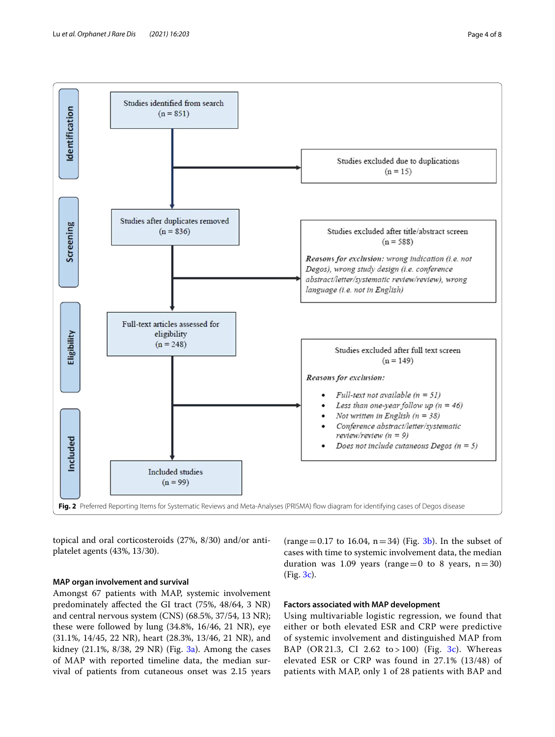**Identification**

Studies identified from search (n = 851)

Studies excluded due to duplications (n = 15)

**Screening**

Studies after duplicates removed (n = 836)

Studies excluded after title/abstract screen (n = 588)

***Reasons for exclusion:*** *wrong indication (i.e. not Degos), wrong study design (i.e. conference abstract/letter/systematic review/review), wrong language (i.e. not in English)*

**Eligibility**

Full-text articles assessed for eligibility (n = 248)

Studies excluded after full text screen (n = 149)

***Reasons for exclusion:***

- *Full-text not available (n = 51)*
- *Less than one-year follow up (n = 46)*
- *Not written in English (n = 38)*
- *Conference abstract/letter/systematic review/review (n = 9)*
- *Does not include cutaneous Degos (n = 5)*

**Included**

Included studies (n = 99)

**Fig. 2** Preferred Reporting Items for Systematic Reviews and Meta-Analyses (PRISMA) flow diagram for identifying cases of Degos disease

topical and oral corticosteroids (27%, 8/30) and/or anti-platelet agents (43%, 13/30).

### MAP organ involvement and survival

Amongst 67 patients with MAP, systemic involvement predominately affected the GI tract (75%, 48/64, 3 NR) and central nervous system (CNS) (68.5%, 37/54, 13 NR); these were followed by lung (34.8%, 16/46, 21 NR), eye (31.1%, 14/45, 22 NR), heart (28.3%, 13/46, 21 NR), and kidney (21.1%, 8/38, 29 NR) (Fig. 3a). Among the cases of MAP with reported timeline data, the median survival of patients from cutaneous onset was 2.15 years (range = 0.17 to 16.04, n = 34) (Fig. 3b). In the subset of cases with time to systemic involvement data, the median duration was 1.09 years (range = 0 to 8 years, n = 30) (Fig. 3c).

### Factors associated with MAP development

Using multivariable logistic regression, we found that either or both elevated ESR and CRP were predictive of systemic involvement and distinguished MAP from BAP (OR 21.3, CI 2.62 to > 100) (Fig. 3c). Whereas elevated ESR or CRP was found in 27.1% (13/48) of patients with MAP, only 1 of 28 patients with BAP and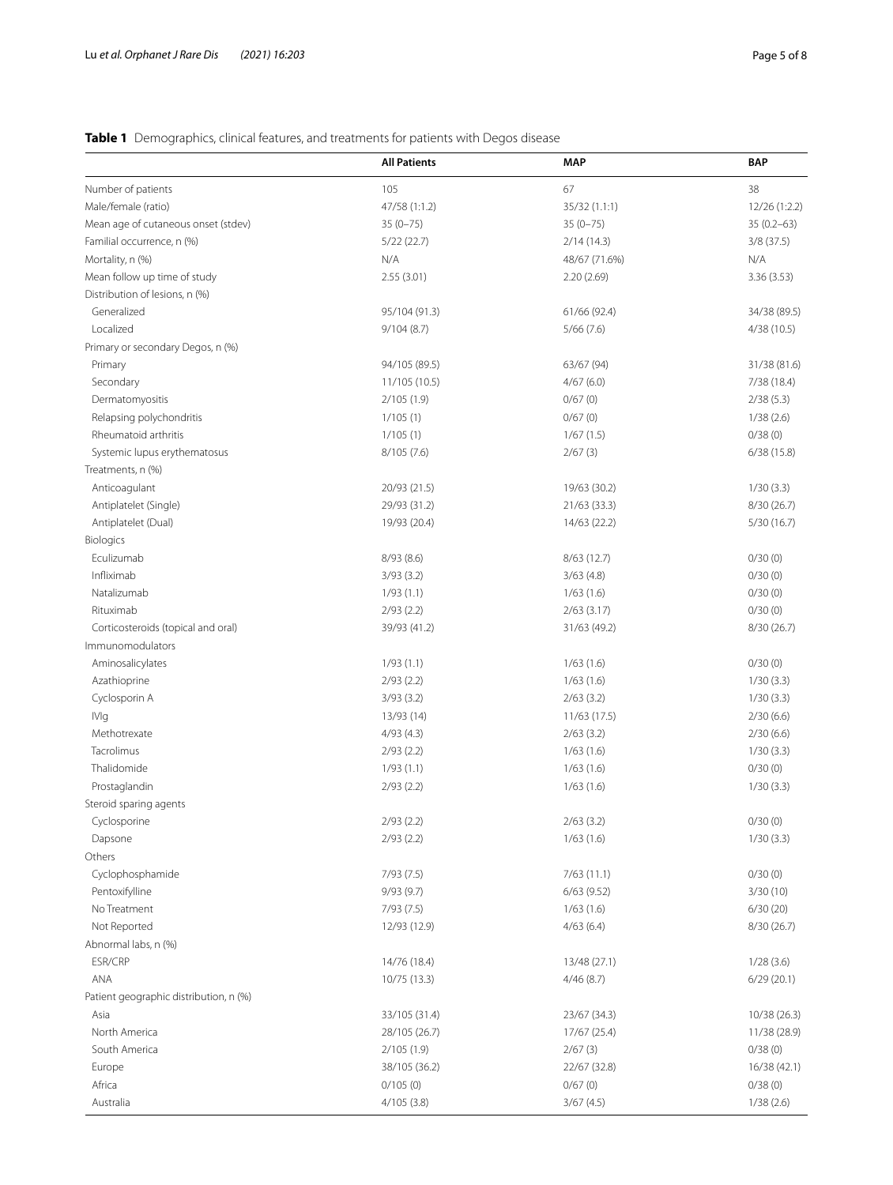**Table 1** Demographics, clinical features, and treatments for patients with Degos disease

| | All Patients | MAP | BAP |
|---|---|---|---|
| Number of patients | 105 | 67 | 38 |
| Male/female (ratio) | 47/58 (1:1.2) | 35/32 (1.1:1) | 12/26 (1:2.2) |
| Mean age of cutaneous onset (stdev) | 35 (0–75) | 35 (0–75) | 35 (0.2–63) |
| Familial occurrence, n (%) | 5/22 (22.7) | 2/14 (14.3) | 3/8 (37.5) |
| Mortality, n (%) | N/A | 48/67 (71.6%) | N/A |
| Mean follow up time of study | 2.55 (3.01) | 2.20 (2.69) | 3.36 (3.53) |
| Distribution of lesions, n (%) | | | |
| Generalized | 95/104 (91.3) | 61/66 (92.4) | 34/38 (89.5) |
| Localized | 9/104 (8.7) | 5/66 (7.6) | 4/38 (10.5) |
| Primary or secondary Degos, n (%) | | | |
| Primary | 94/105 (89.5) | 63/67 (94) | 31/38 (81.6) |
| Secondary | 11/105 (10.5) | 4/67 (6.0) | 7/38 (18.4) |
| Dermatomyositis | 2/105 (1.9) | 0/67 (0) | 2/38 (5.3) |
| Relapsing polychondritis | 1/105 (1) | 0/67 (0) | 1/38 (2.6) |
| Rheumatoid arthritis | 1/105 (1) | 1/67 (1.5) | 0/38 (0) |
| Systemic lupus erythematosus | 8/105 (7.6) | 2/67 (3) | 6/38 (15.8) |
| Treatments, n (%) | | | |
| Anticoagulant | 20/93 (21.5) | 19/63 (30.2) | 1/30 (3.3) |
| Antiplatelet (Single) | 29/93 (31.2) | 21/63 (33.3) | 8/30 (26.7) |
| Antiplatelet (Dual) | 19/93 (20.4) | 14/63 (22.2) | 5/30 (16.7) |
| Biologics | | | |
| Eculizumab | 8/93 (8.6) | 8/63 (12.7) | 0/30 (0) |
| Infliximab | 3/93 (3.2) | 3/63 (4.8) | 0/30 (0) |
| Natalizumab | 1/93 (1.1) | 1/63 (1.6) | 0/30 (0) |
| Rituximab | 2/93 (2.2) | 2/63 (3.17) | 0/30 (0) |
| Corticosteroids (topical and oral) | 39/93 (41.2) | 31/63 (49.2) | 8/30 (26.7) |
| Immunomodulators | | | |
| Aminosalicylates | 1/93 (1.1) | 1/63 (1.6) | 0/30 (0) |
| Azathioprine | 2/93 (2.2) | 1/63 (1.6) | 1/30 (3.3) |
| Cyclosporin A | 3/93 (3.2) | 2/63 (3.2) | 1/30 (3.3) |
| IVIg | 13/93 (14) | 11/63 (17.5) | 2/30 (6.6) |
| Methotrexate | 4/93 (4.3) | 2/63 (3.2) | 2/30 (6.6) |
| Tacrolimus | 2/93 (2.2) | 1/63 (1.6) | 1/30 (3.3) |
| Thalidomide | 1/93 (1.1) | 1/63 (1.6) | 0/30 (0) |
| Prostaglandin | 2/93 (2.2) | 1/63 (1.6) | 1/30 (3.3) |
| Steroid sparing agents | | | |
| Cyclosporine | 2/93 (2.2) | 2/63 (3.2) | 0/30 (0) |
| Dapsone | 2/93 (2.2) | 1/63 (1.6) | 1/30 (3.3) |
| Others | | | |
| Cyclophosphamide | 7/93 (7.5) | 7/63 (11.1) | 0/30 (0) |
| Pentoxifylline | 9/93 (9.7) | 6/63 (9.52) | 3/30 (10) |
| No Treatment | 7/93 (7.5) | 1/63 (1.6) | 6/30 (20) |
| Not Reported | 12/93 (12.9) | 4/63 (6.4) | 8/30 (26.7) |
| Abnormal labs, n (%) | | | |
| ESR/CRP | 14/76 (18.4) | 13/48 (27.1) | 1/28 (3.6) |
| ANA | 10/75 (13.3) | 4/46 (8.7) | 6/29 (20.1) |
| Patient geographic distribution, n (%) | | | |
| Asia | 33/105 (31.4) | 23/67 (34.3) | 10/38 (26.3) |
| North America | 28/105 (26.7) | 17/67 (25.4) | 11/38 (28.9) |
| South America | 2/105 (1.9) | 2/67 (3) | 0/38 (0) |
| Europe | 38/105 (36.2) | 22/67 (32.8) | 16/38 (42.1) |
| Africa | 0/105 (0) | 0/67 (0) | 0/38 (0) |
| Australia | 4/105 (3.8) | 3/67 (4.5) | 1/38 (2.6) |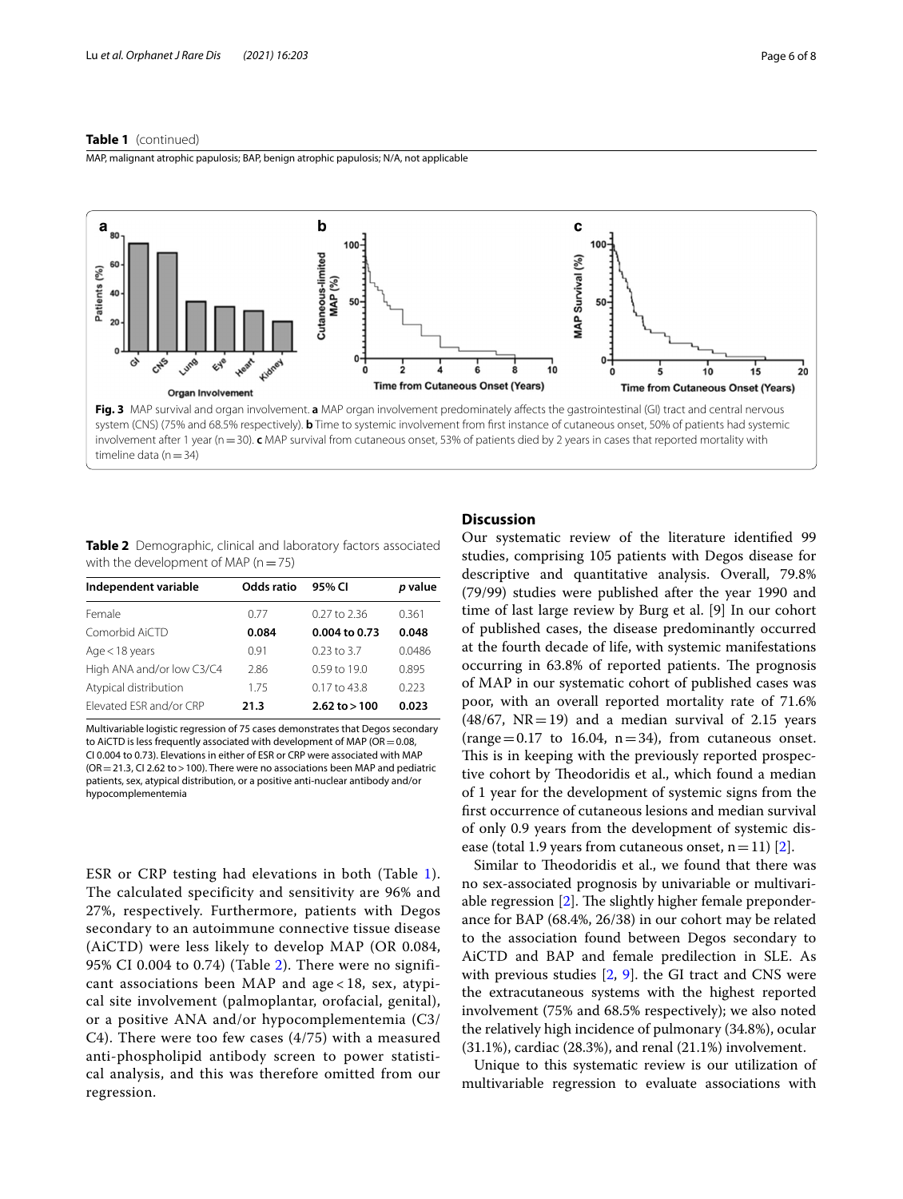**Table 1** (continued)

MAP, malignant atrophic papulosis; BAP, benign atrophic papulosis; N/A, not applicable

**Fig. 3** MAP survival and organ involvement. **a** MAP organ involvement predominately affects the gastrointestinal (GI) tract and central nervous system (CNS) (75% and 68.5% respectively). **b** Time to systemic involvement from first instance of cutaneous onset, 50% of patients had systemic involvement after 1 year (n = 30). **c** MAP survival from cutaneous onset, 53% of patients died by 2 years in cases that reported mortality with timeline data (n = 34)

**Table 2** Demographic, clinical and laboratory factors associated with the development of MAP (n = 75)

| Independent variable | Odds ratio | 95% CI | *p* value |
|---|---|---|---|
| Female | 0.77 | 0.27 to 2.36 | 0.361 |
| Comorbid AiCTD | **0.084** | **0.004 to 0.73** | **0.048** |
| Age < 18 years | 0.91 | 0.23 to 3.7 | 0.0486 |
| High ANA and/or low C3/C4 | 2.86 | 0.59 to 19.0 | 0.895 |
| Atypical distribution | 1.75 | 0.17 to 43.8 | 0.223 |
| Elevated ESR and/or CRP | **21.3** | **2.62 to > 100** | **0.023** |

Multivariable logistic regression of 75 cases demonstrates that Degos secondary to AiCTD is less frequently associated with development of MAP (OR = 0.08, CI 0.004 to 0.73). Elevations in either of ESR or CRP were associated with MAP (OR = 21.3, CI 2.62 to > 100). There were no associations been MAP and pediatric patients, sex, atypical distribution, or a positive anti-nuclear antibody and/or hypocomplementemia

ESR or CRP testing had elevations in both (Table 1). The calculated specificity and sensitivity are 96% and 27%, respectively. Furthermore, patients with Degos secondary to an autoimmune connective tissue disease (AiCTD) were less likely to develop MAP (OR 0.084, 95% CI 0.004 to 0.74) (Table 2). There were no significant associations been MAP and age < 18, sex, atypical site involvement (palmoplantar, orofacial, genital), or a positive ANA and/or hypocomplementemia (C3/C4). There were too few cases (4/75) with a measured anti-phospholipid antibody screen to power statistical analysis, and this was therefore omitted from our regression.

## Discussion

Our systematic review of the literature identified 99 studies, comprising 105 patients with Degos disease for descriptive and quantitative analysis. Overall, 79.8% (79/99) studies were published after the year 1990 and time of last large review by Burg et al. [9] In our cohort of published cases, the disease predominantly occurred at the fourth decade of life, with systemic manifestations occurring in 63.8% of reported patients. The prognosis of MAP in our systematic cohort of published cases was poor, with an overall reported mortality rate of 71.6% (48/67, NR = 19) and a median survival of 2.15 years (range = 0.17 to 16.04, n = 34), from cutaneous onset. This is in keeping with the previously reported prospective cohort by Theodoridis et al., which found a median of 1 year for the development of systemic signs from the first occurrence of cutaneous lesions and median survival of only 0.9 years from the development of systemic disease (total 1.9 years from cutaneous onset, n = 11) [2].

Similar to Theodoridis et al., we found that there was no sex-associated prognosis by univariable or multivariable regression [2]. The slightly higher female preponderance for BAP (68.4%, 26/38) in our cohort may be related to the association found between Degos secondary to AiCTD and BAP and female predilection in SLE. As with previous studies [2, 9]. the GI tract and CNS were the extracutaneous systems with the highest reported involvement (75% and 68.5% respectively); we also noted the relatively high incidence of pulmonary (34.8%), ocular (31.1%), cardiac (28.3%), and renal (21.1%) involvement.

Unique to this systematic review is our utilization of multivariable regression to evaluate associations with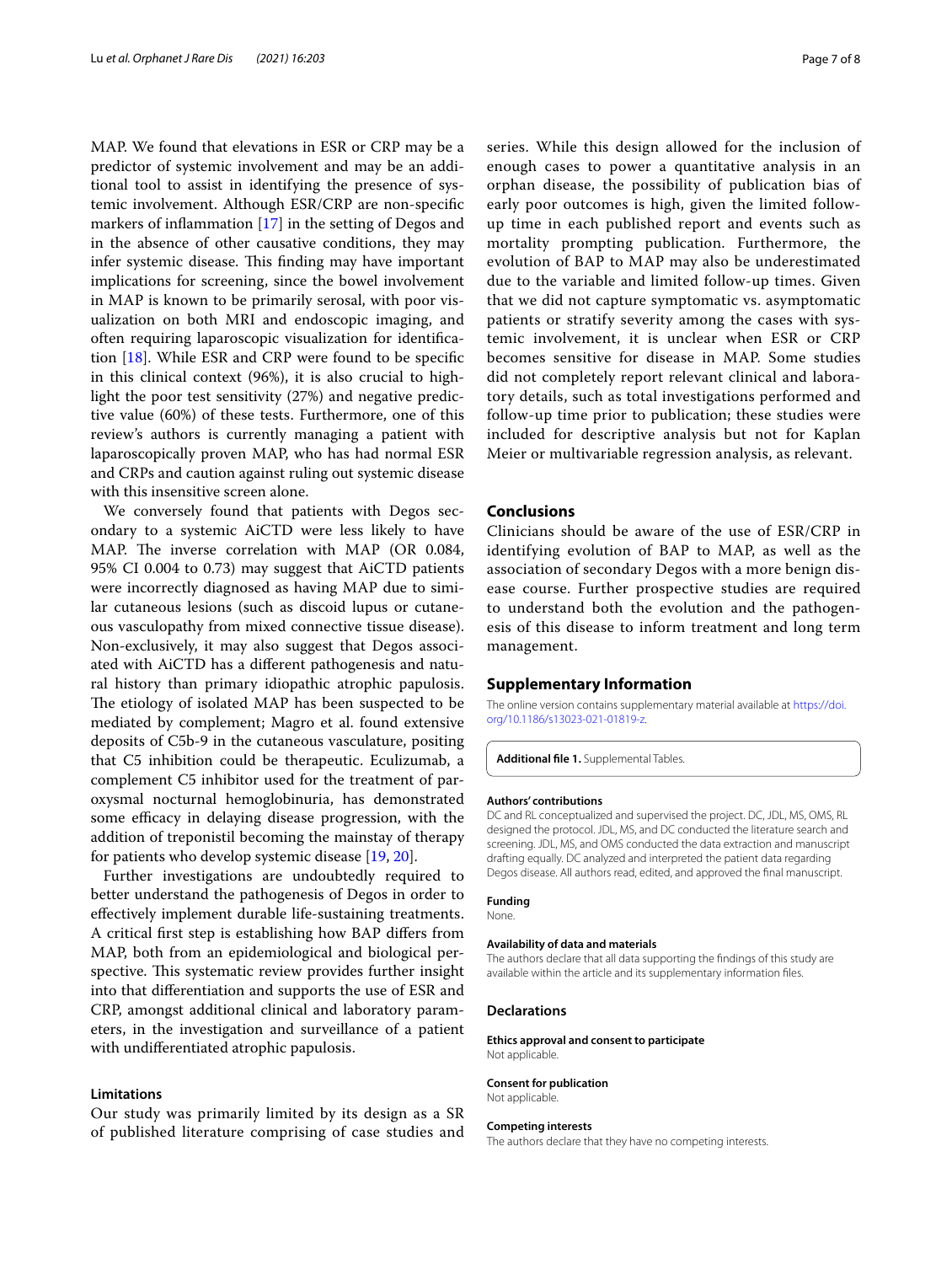MAP. We found that elevations in ESR or CRP may be a predictor of systemic involvement and may be an additional tool to assist in identifying the presence of systemic involvement. Although ESR/CRP are non-specific markers of inflammation [17] in the setting of Degos and in the absence of other causative conditions, they may infer systemic disease. This finding may have important implications for screening, since the bowel involvement in MAP is known to be primarily serosal, with poor visualization on both MRI and endoscopic imaging, and often requiring laparoscopic visualization for identification [18]. While ESR and CRP were found to be specific in this clinical context (96%), it is also crucial to highlight the poor test sensitivity (27%) and negative predictive value (60%) of these tests. Furthermore, one of this review's authors is currently managing a patient with laparoscopically proven MAP, who has had normal ESR and CRPs and caution against ruling out systemic disease with this insensitive screen alone.

We conversely found that patients with Degos secondary to a systemic AiCTD were less likely to have MAP. The inverse correlation with MAP (OR 0.084, 95% CI 0.004 to 0.73) may suggest that AiCTD patients were incorrectly diagnosed as having MAP due to similar cutaneous lesions (such as discoid lupus or cutaneous vasculopathy from mixed connective tissue disease). Non-exclusively, it may also suggest that Degos associated with AiCTD has a different pathogenesis and natural history than primary idiopathic atrophic papulosis. The etiology of isolated MAP has been suspected to be mediated by complement; Magro et al. found extensive deposits of C5b-9 in the cutaneous vasculature, positing that C5 inhibition could be therapeutic. Eculizumab, a complement C5 inhibitor used for the treatment of paroxysmal nocturnal hemoglobinuria, has demonstrated some efficacy in delaying disease progression, with the addition of treponistil becoming the mainstay of therapy for patients who develop systemic disease [19, 20].

Further investigations are undoubtedly required to better understand the pathogenesis of Degos in order to effectively implement durable life-sustaining treatments. A critical first step is establishing how BAP differs from MAP, both from an epidemiological and biological perspective. This systematic review provides further insight into that differentiation and supports the use of ESR and CRP, amongst additional clinical and laboratory parameters, in the investigation and surveillance of a patient with undifferentiated atrophic papulosis.

### Limitations

Our study was primarily limited by its design as a SR of published literature comprising of case studies and series. While this design allowed for the inclusion of enough cases to power a quantitative analysis in an orphan disease, the possibility of publication bias of early poor outcomes is high, given the limited follow-up time in each published report and events such as mortality prompting publication. Furthermore, the evolution of BAP to MAP may also be underestimated due to the variable and limited follow-up times. Given that we did not capture symptomatic vs. asymptomatic patients or stratify severity among the cases with systemic involvement, it is unclear when ESR or CRP becomes sensitive for disease in MAP. Some studies did not completely report relevant clinical and laboratory details, such as total investigations performed and follow-up time prior to publication; these studies were included for descriptive analysis but not for Kaplan Meier or multivariable regression analysis, as relevant.

## Conclusions

Clinicians should be aware of the use of ESR/CRP in identifying evolution of BAP to MAP, as well as the association of secondary Degos with a more benign disease course. Further prospective studies are required to understand both the evolution and the pathogenesis of this disease to inform treatment and long term management.

## Supplementary Information

The online version contains supplementary material available at https://doi.org/10.1186/s13023-021-01819-z.

**Additional file 1.** Supplemental Tables.

#### Authors' contributions

DC and RL conceptualized and supervised the project. DC, JDL, MS, OMS, RL designed the protocol. JDL, MS, and DC conducted the literature search and screening. JDL, MS, and OMS conducted the data extraction and manuscript drafting equally. DC analyzed and interpreted the patient data regarding Degos disease. All authors read, edited, and approved the final manuscript.

#### Funding

None.

#### Availability of data and materials

The authors declare that all data supporting the findings of this study are available within the article and its supplementary information files.

### Declarations

#### Ethics approval and consent to participate

Not applicable.

#### Consent for publication

Not applicable.

#### Competing interests

The authors declare that they have no competing interests.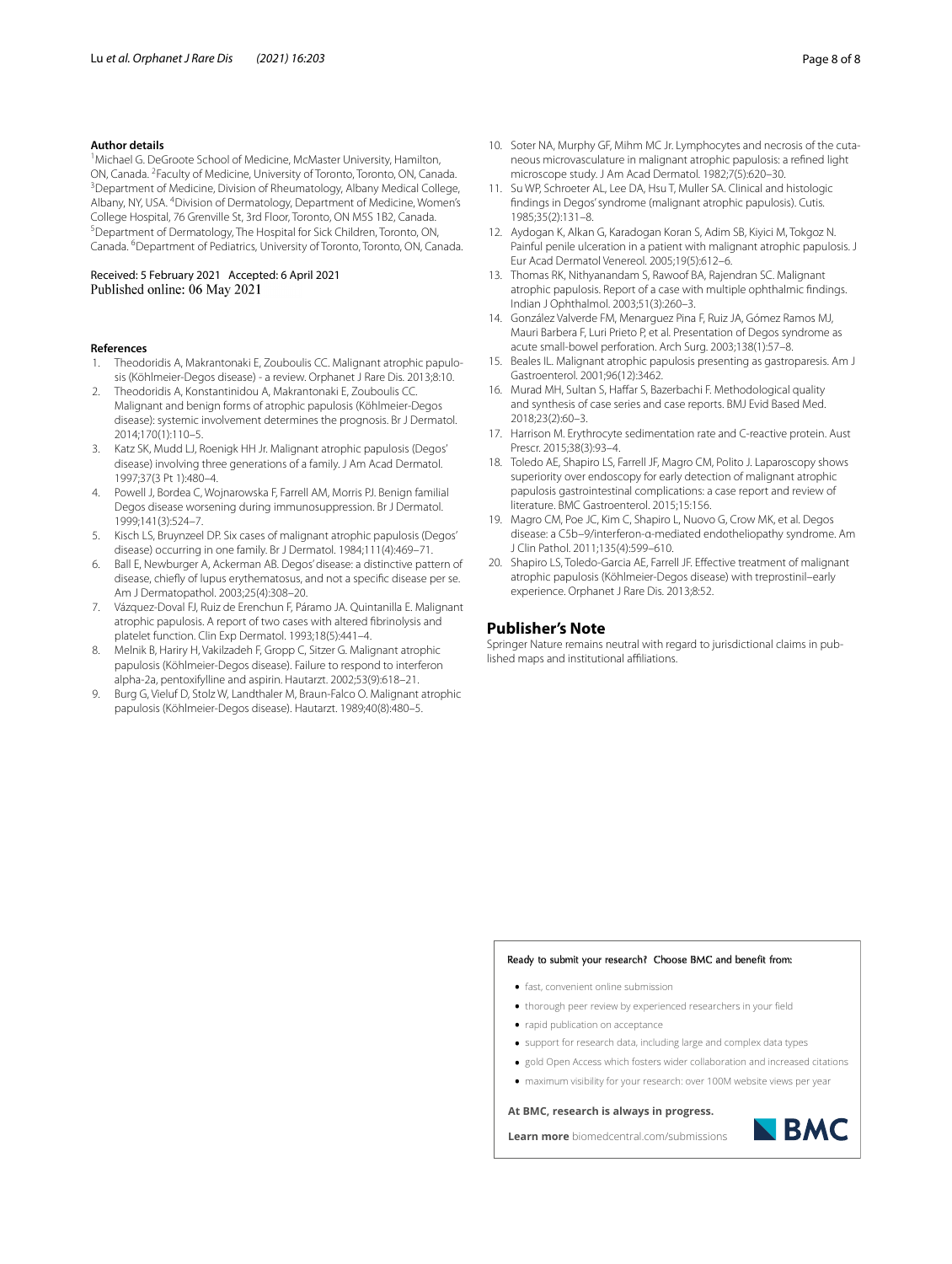### Author details

[1]Michael G. DeGroote School of Medicine, McMaster University, Hamilton, ON, Canada. [2]Faculty of Medicine, University of Toronto, Toronto, ON, Canada. [3]Department of Medicine, Division of Rheumatology, Albany Medical College, Albany, NY, USA. [4]Division of Dermatology, Department of Medicine, Women's College Hospital, 76 Grenville St, 3rd Floor, Toronto, ON M5S 1B2, Canada. [5]Department of Dermatology, The Hospital for Sick Children, Toronto, ON, Canada. [6]Department of Pediatrics, University of Toronto, Toronto, ON, Canada.

Received: 5 February 2021 Accepted: 6 April 2021
Published online: 06 May 2021

### References

1. Theodoridis A, Makrantonaki E, Zouboulis CC. Malignant atrophic papulosis (Köhlmeier-Degos disease) - a review. Orphanet J Rare Dis. 2013;8:10.
2. Theodoridis A, Konstantinidou A, Makrantonaki E, Zouboulis CC. Malignant and benign forms of atrophic papulosis (Köhlmeier-Degos disease): systemic involvement determines the prognosis. Br J Dermatol. 2014;170(1):110–5.
3. Katz SK, Mudd LJ, Roenigk HH Jr. Malignant atrophic papulosis (Degos' disease) involving three generations of a family. J Am Acad Dermatol. 1997;37(3 Pt 1):480–4.
4. Powell J, Bordea C, Wojnarowska F, Farrell AM, Morris PJ. Benign familial Degos disease worsening during immunosuppression. Br J Dermatol. 1999;141(3):524–7.
5. Kisch LS, Bruynzeel DP. Six cases of malignant atrophic papulosis (Degos' disease) occurring in one family. Br J Dermatol. 1984;111(4):469–71.
6. Ball E, Newburger A, Ackerman AB. Degos' disease: a distinctive pattern of disease, chiefly of lupus erythematosus, and not a specific disease per se. Am J Dermatopathol. 2003;25(4):308–20.
7. Vázquez-Doval FJ, Ruiz de Erenchun F, Páramo JA. Quintanilla E. Malignant atrophic papulosis. A report of two cases with altered fibrinolysis and platelet function. Clin Exp Dermatol. 1993;18(5):441–4.
8. Melnik B, Hariry H, Vakilzadeh F, Gropp C, Sitzer G. Malignant atrophic papulosis (Köhlmeier-Degos disease). Failure to respond to interferon alpha-2a, pentoxifylline and aspirin. Hautarzt. 2002;53(9):618–21.
9. Burg G, Vieluf D, Stolz W, Landthaler M, Braun-Falco O. Malignant atrophic papulosis (Köhlmeier-Degos disease). Hautarzt. 1989;40(8):480–5.
10. Soter NA, Murphy GF, Mihm MC Jr. Lymphocytes and necrosis of the cutaneous microvasculature in malignant atrophic papulosis: a refined light microscope study. J Am Acad Dermatol. 1982;7(5):620–30.
11. Su WP, Schroeter AL, Lee DA, Hsu T, Muller SA. Clinical and histologic findings in Degos' syndrome (malignant atrophic papulosis). Cutis. 1985;35(2):131–8.
12. Aydogan K, Alkan G, Karadogan Koran S, Adim SB, Kiyici M, Tokgoz N. Painful penile ulceration in a patient with malignant atrophic papulosis. J Eur Acad Dermatol Venereol. 2005;19(5):612–6.
13. Thomas RK, Nithyanandam S, Rawoof BA, Rajendran SC. Malignant atrophic papulosis. Report of a case with multiple ophthalmic findings. Indian J Ophthalmol. 2003;51(3):260–3.
14. González Valverde FM, Menarguez Pina F, Ruiz JA, Gómez Ramos MJ, Mauri Barbera F, Luri Prieto P, et al. Presentation of Degos syndrome as acute small-bowel perforation. Arch Surg. 2003;138(1):57–8.
15. Beales IL. Malignant atrophic papulosis presenting as gastroparesis. Am J Gastroenterol. 2001;96(12):3462.
16. Murad MH, Sultan S, Haffar S, Bazerbachi F. Methodological quality and synthesis of case series and case reports. BMJ Evid Based Med. 2018;23(2):60–3.
17. Harrison M. Erythrocyte sedimentation rate and C-reactive protein. Aust Prescr. 2015;38(3):93–4.
18. Toledo AE, Shapiro LS, Farrell JF, Magro CM, Polito J. Laparoscopy shows superiority over endoscopy for early detection of malignant atrophic papulosis gastrointestinal complications: a case report and review of literature. BMC Gastroenterol. 2015;15:156.
19. Magro CM, Poe JC, Kim C, Shapiro L, Nuovo G, Crow MK, et al. Degos disease: a C5b–9/interferon-α-mediated endotheliopathy syndrome. Am J Clin Pathol. 2011;135(4):599–610.
20. Shapiro LS, Toledo-Garcia AE, Farrell JF. Effective treatment of malignant atrophic papulosis (Köhlmeier-Degos disease) with treprostinil–early experience. Orphanet J Rare Dis. 2013;8:52.

## Publisher's Note

Springer Nature remains neutral with regard to jurisdictional claims in published maps and institutional affiliations.

Ready to submit your research? Choose BMC and benefit from:

- fast, convenient online submission
- thorough peer review by experienced researchers in your field
- rapid publication on acceptance
- support for research data, including large and complex data types
- gold Open Access which fosters wider collaboration and increased citations
- maximum visibility for your research: over 100M website views per year

**At BMC, research is always in progress.**

**Learn more** biomedcentral.com/submissions